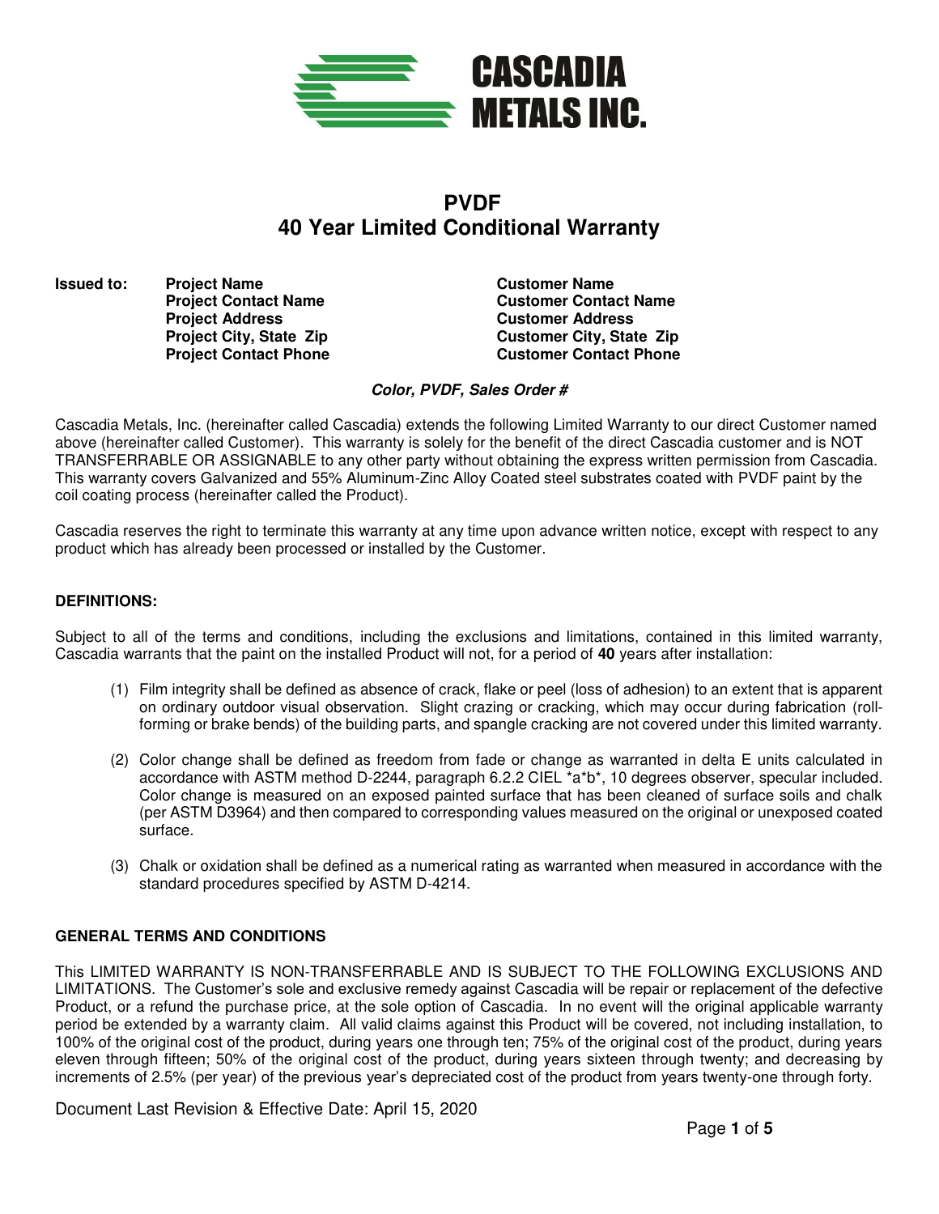# CASCADIA METALS INC.

## PVDF
## 40 Year Limited Conditional Warranty

| **Issued to:** | **Project Name** | **Customer Name** |
| --- | --- | --- |
| | **Project Contact Name** | **Customer Contact Name** |
| | **Project Address** | **Customer Address** |
| | **Project City, State Zip** | **Customer City, State Zip** |
| | **Project Contact Phone** | **Customer Contact Phone** |

***Color, PVDF, Sales Order #***

Cascadia Metals, Inc. (hereinafter called Cascadia) extends the following Limited Warranty to our direct Customer named above (hereinafter called Customer). This warranty is solely for the benefit of the direct Cascadia customer and is NOT TRANSFERRABLE OR ASSIGNABLE to any other party without obtaining the express written permission from Cascadia. This warranty covers Galvanized and 55% Aluminum-Zinc Alloy Coated steel substrates coated with PVDF paint by the coil coating process (hereinafter called the Product).

Cascadia reserves the right to terminate this warranty at any time upon advance written notice, except with respect to any product which has already been processed or installed by the Customer.

### DEFINITIONS:

Subject to all of the terms and conditions, including the exclusions and limitations, contained in this limited warranty, Cascadia warrants that the paint on the installed Product will not, for a period of **40** years after installation:

(1) Film integrity shall be defined as absence of crack, flake or peel (loss of adhesion) to an extent that is apparent on ordinary outdoor visual observation. Slight crazing or cracking, which may occur during fabrication (roll-forming or brake bends) of the building parts, and spangle cracking are not covered under this limited warranty.

(2) Color change shall be defined as freedom from fade or change as warranted in delta E units calculated in accordance with ASTM method D-2244, paragraph 6.2.2 CIEL *a*b*, 10 degrees observer, specular included. Color change is measured on an exposed painted surface that has been cleaned of surface soils and chalk (per ASTM D3964) and then compared to corresponding values measured on the original or unexposed coated surface.

(3) Chalk or oxidation shall be defined as a numerical rating as warranted when measured in accordance with the standard procedures specified by ASTM D-4214.

### GENERAL TERMS AND CONDITIONS

This LIMITED WARRANTY IS NON-TRANSFERRABLE AND IS SUBJECT TO THE FOLLOWING EXCLUSIONS AND LIMITATIONS. The Customer's sole and exclusive remedy against Cascadia will be repair or replacement of the defective Product, or a refund the purchase price, at the sole option of Cascadia. In no event will the original applicable warranty period be extended by a warranty claim. All valid claims against this Product will be covered, not including installation, to 100% of the original cost of the product, during years one through ten; 75% of the original cost of the product, during years eleven through fifteen; 50% of the original cost of the product, during years sixteen through twenty; and decreasing by increments of 2.5% (per year) of the previous year's depreciated cost of the product from years twenty-one through forty.

Document Last Revision & Effective Date: April 15, 2020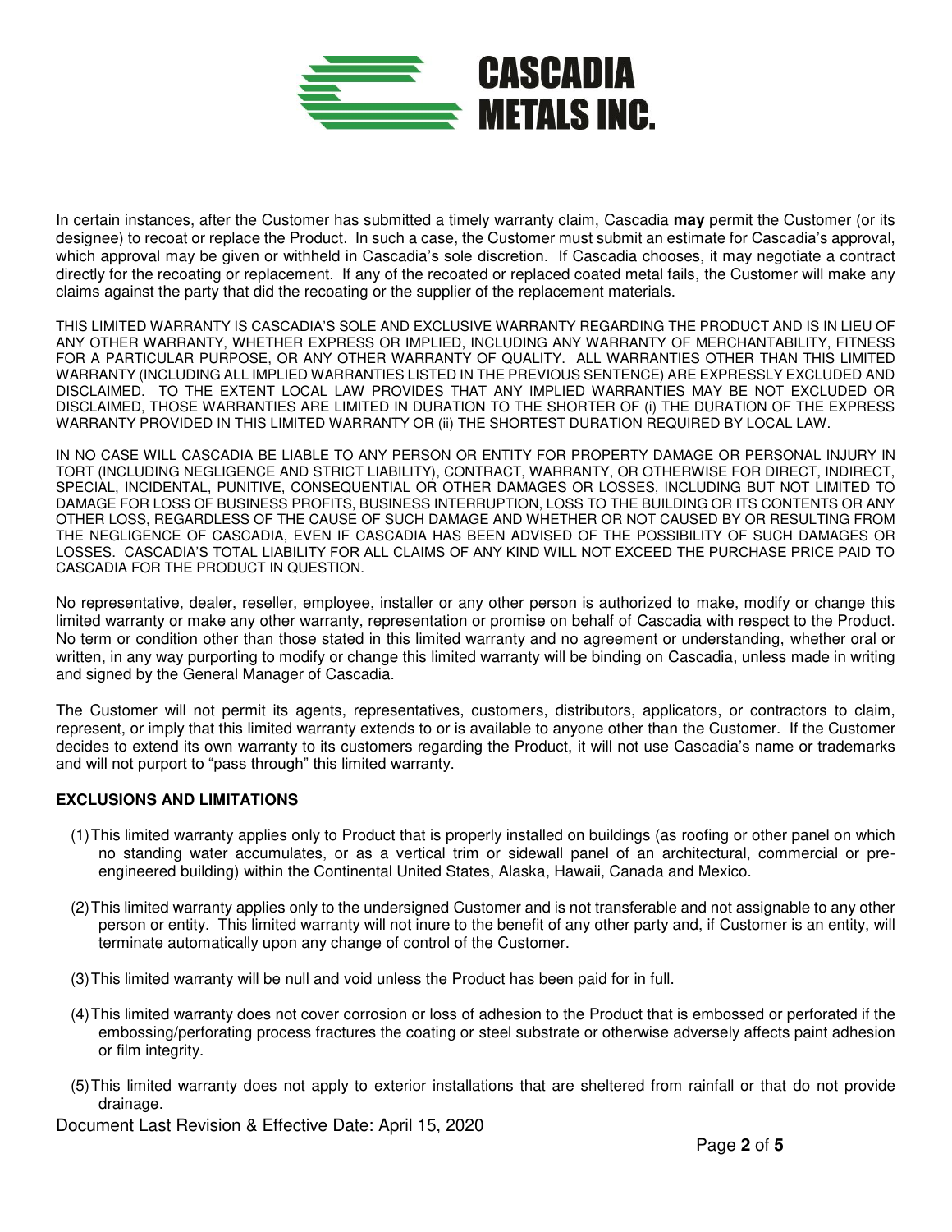In certain instances, after the Customer has submitted a timely warranty claim, Cascadia **may** permit the Customer (or its designee) to recoat or replace the Product. In such a case, the Customer must submit an estimate for Cascadia's approval, which approval may be given or withheld in Cascadia's sole discretion. If Cascadia chooses, it may negotiate a contract directly for the recoating or replacement. If any of the recoated or replaced coated metal fails, the Customer will make any claims against the party that did the recoating or the supplier of the replacement materials.

THIS LIMITED WARRANTY IS CASCADIA'S SOLE AND EXCLUSIVE WARRANTY REGARDING THE PRODUCT AND IS IN LIEU OF ANY OTHER WARRANTY, WHETHER EXPRESS OR IMPLIED, INCLUDING ANY WARRANTY OF MERCHANTABILITY, FITNESS FOR A PARTICULAR PURPOSE, OR ANY OTHER WARRANTY OF QUALITY. ALL WARRANTIES OTHER THAN THIS LIMITED WARRANTY (INCLUDING ALL IMPLIED WARRANTIES LISTED IN THE PREVIOUS SENTENCE) ARE EXPRESSLY EXCLUDED AND DISCLAIMED. TO THE EXTENT LOCAL LAW PROVIDES THAT ANY IMPLIED WARRANTIES MAY BE NOT EXCLUDED OR DISCLAIMED, THOSE WARRANTIES ARE LIMITED IN DURATION TO THE SHORTER OF (i) THE DURATION OF THE EXPRESS WARRANTY PROVIDED IN THIS LIMITED WARRANTY OR (ii) THE SHORTEST DURATION REQUIRED BY LOCAL LAW.

IN NO CASE WILL CASCADIA BE LIABLE TO ANY PERSON OR ENTITY FOR PROPERTY DAMAGE OR PERSONAL INJURY IN TORT (INCLUDING NEGLIGENCE AND STRICT LIABILITY), CONTRACT, WARRANTY, OR OTHERWISE FOR DIRECT, INDIRECT, SPECIAL, INCIDENTAL, PUNITIVE, CONSEQUENTIAL OR OTHER DAMAGES OR LOSSES, INCLUDING BUT NOT LIMITED TO DAMAGE FOR LOSS OF BUSINESS PROFITS, BUSINESS INTERRUPTION, LOSS TO THE BUILDING OR ITS CONTENTS OR ANY OTHER LOSS, REGARDLESS OF THE CAUSE OF SUCH DAMAGE AND WHETHER OR NOT CAUSED BY OR RESULTING FROM THE NEGLIGENCE OF CASCADIA, EVEN IF CASCADIA HAS BEEN ADVISED OF THE POSSIBILITY OF SUCH DAMAGES OR LOSSES. CASCADIA'S TOTAL LIABILITY FOR ALL CLAIMS OF ANY KIND WILL NOT EXCEED THE PURCHASE PRICE PAID TO CASCADIA FOR THE PRODUCT IN QUESTION.

No representative, dealer, reseller, employee, installer or any other person is authorized to make, modify or change this limited warranty or make any other warranty, representation or promise on behalf of Cascadia with respect to the Product. No term or condition other than those stated in this limited warranty and no agreement or understanding, whether oral or written, in any way purporting to modify or change this limited warranty will be binding on Cascadia, unless made in writing and signed by the General Manager of Cascadia.

The Customer will not permit its agents, representatives, customers, distributors, applicators, or contractors to claim, represent, or imply that this limited warranty extends to or is available to anyone other than the Customer. If the Customer decides to extend its own warranty to its customers regarding the Product, it will not use Cascadia's name or trademarks and will not purport to "pass through" this limited warranty.

**EXCLUSIONS AND LIMITATIONS**

(1) This limited warranty applies only to Product that is properly installed on buildings (as roofing or other panel on which no standing water accumulates, or as a vertical trim or sidewall panel of an architectural, commercial or pre-engineered building) within the Continental United States, Alaska, Hawaii, Canada and Mexico.

(2) This limited warranty applies only to the undersigned Customer and is not transferable and not assignable to any other person or entity. This limited warranty will not inure to the benefit of any other party and, if Customer is an entity, will terminate automatically upon any change of control of the Customer.

(3) This limited warranty will be null and void unless the Product has been paid for in full.

(4) This limited warranty does not cover corrosion or loss of adhesion to the Product that is embossed or perforated if the embossing/perforating process fractures the coating or steel substrate or otherwise adversely affects paint adhesion or film integrity.

(5) This limited warranty does not apply to exterior installations that are sheltered from rainfall or that do not provide drainage.

Document Last Revision & Effective Date: April 15, 2020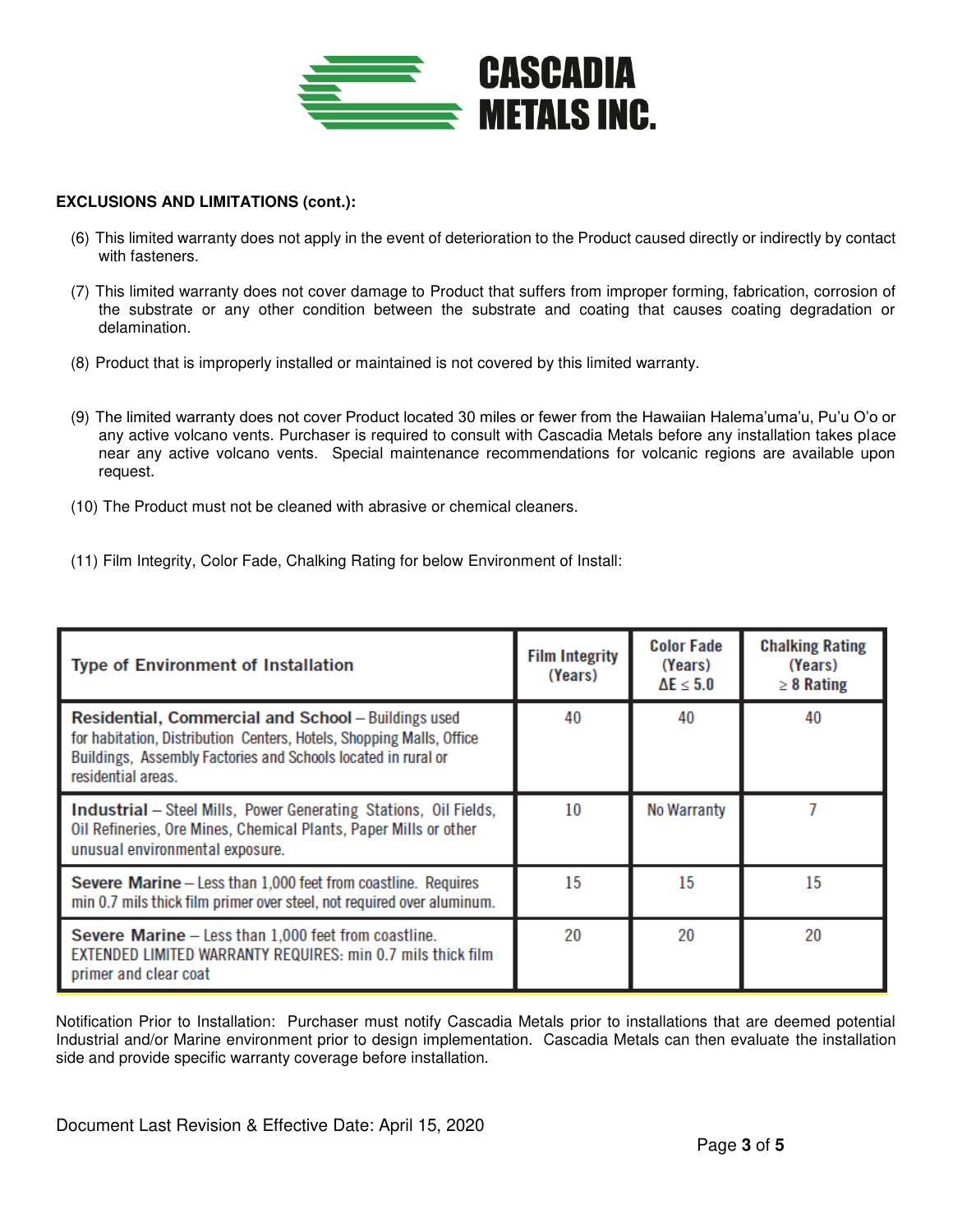**EXCLUSIONS AND LIMITATIONS (cont.):**

(6) This limited warranty does not apply in the event of deterioration to the Product caused directly or indirectly by contact with fasteners.

(7) This limited warranty does not cover damage to Product that suffers from improper forming, fabrication, corrosion of the substrate or any other condition between the substrate and coating that causes coating degradation or delamination.

(8) Product that is improperly installed or maintained is not covered by this limited warranty.

(9) The limited warranty does not cover Product located 30 miles or fewer from the Hawaiian Halema'uma'u, Pu'u O'o or any active volcano vents. Purchaser is required to consult with Cascadia Metals before any installation takes place near any active volcano vents. Special maintenance recommendations for volcanic regions are available upon request.

(10) The Product must not be cleaned with abrasive or chemical cleaners.

(11) Film Integrity, Color Fade, Chalking Rating for below Environment of Install:

| Type of Environment of Installation | Film Integrity (Years) | Color Fade (Years) $\Delta E \leq 5.0$ | Chalking Rating (Years) $\geq 8$ Rating |
|---|---|---|---|
| **Residential, Commercial and School** – Buildings used for habitation, Distribution Centers, Hotels, Shopping Malls, Office Buildings, Assembly Factories and Schools located in rural or residential areas. | 40 | 40 | 40 |
| **Industrial** – Steel Mills, Power Generating Stations, Oil Fields, Oil Refineries, Ore Mines, Chemical Plants, Paper Mills or other unusual environmental exposure. | 10 | No Warranty | 7 |
| **Severe Marine** – Less than 1,000 feet from coastline. Requires min 0.7 mils thick film primer over steel, not required over aluminum. | 15 | 15 | 15 |
| **Severe Marine** – Less than 1,000 feet from coastline. EXTENDED LIMITED WARRANTY REQUIRES: min 0.7 mils thick film primer and clear coat | 20 | 20 | 20 |

Notification Prior to Installation: Purchaser must notify Cascadia Metals prior to installations that are deemed potential Industrial and/or Marine environment prior to design implementation. Cascadia Metals can then evaluate the installation side and provide specific warranty coverage before installation.

Document Last Revision & Effective Date: April 15, 2020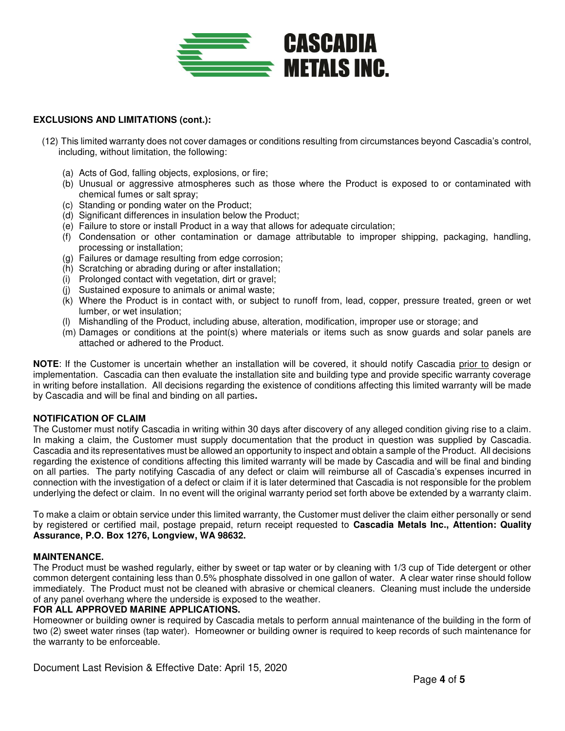**EXCLUSIONS AND LIMITATIONS (cont.):**

(12) This limited warranty does not cover damages or conditions resulting from circumstances beyond Cascadia's control, including, without limitation, the following:

   (a) Acts of God, falling objects, explosions, or fire;
   (b) Unusual or aggressive atmospheres such as those where the Product is exposed to or contaminated with chemical fumes or salt spray;
   (c) Standing or ponding water on the Product;
   (d) Significant differences in insulation below the Product;
   (e) Failure to store or install Product in a way that allows for adequate circulation;
   (f) Condensation or other contamination or damage attributable to improper shipping, packaging, handling, processing or installation;
   (g) Failures or damage resulting from edge corrosion;
   (h) Scratching or abrading during or after installation;
   (i) Prolonged contact with vegetation, dirt or gravel;
   (j) Sustained exposure to animals or animal waste;
   (k) Where the Product is in contact with, or subject to runoff from, lead, copper, pressure treated, green or wet lumber, or wet insulation;
   (l) Mishandling of the Product, including abuse, alteration, modification, improper use or storage; and
   (m) Damages or conditions at the point(s) where materials or items such as snow guards and solar panels are attached or adhered to the Product.

**NOTE**: If the Customer is uncertain whether an installation will be covered, it should notify Cascadia prior to design or implementation. Cascadia can then evaluate the installation site and building type and provide specific warranty coverage in writing before installation. All decisions regarding the existence of conditions affecting this limited warranty will be made by Cascadia and will be final and binding on all parties**.**

**NOTIFICATION OF CLAIM**

The Customer must notify Cascadia in writing within 30 days after discovery of any alleged condition giving rise to a claim. In making a claim, the Customer must supply documentation that the product in question was supplied by Cascadia. Cascadia and its representatives must be allowed an opportunity to inspect and obtain a sample of the Product. All decisions regarding the existence of conditions affecting this limited warranty will be made by Cascadia and will be final and binding on all parties. The party notifying Cascadia of any defect or claim will reimburse all of Cascadia's expenses incurred in connection with the investigation of a defect or claim if it is later determined that Cascadia is not responsible for the problem underlying the defect or claim. In no event will the original warranty period set forth above be extended by a warranty claim.

To make a claim or obtain service under this limited warranty, the Customer must deliver the claim either personally or send by registered or certified mail, postage prepaid, return receipt requested to **Cascadia Metals Inc., Attention: Quality Assurance, P.O. Box 1276, Longview, WA 98632.**

**MAINTENANCE.**

The Product must be washed regularly, either by sweet or tap water or by cleaning with 1/3 cup of Tide detergent or other common detergent containing less than 0.5% phosphate dissolved in one gallon of water. A clear water rinse should follow immediately. The Product must not be cleaned with abrasive or chemical cleaners. Cleaning must include the underside of any panel overhang where the underside is exposed to the weather.

**FOR ALL APPROVED MARINE APPLICATIONS.**

Homeowner or building owner is required by Cascadia metals to perform annual maintenance of the building in the form of two (2) sweet water rinses (tap water). Homeowner or building owner is required to keep records of such maintenance for the warranty to be enforceable.

Document Last Revision & Effective Date: April 15, 2020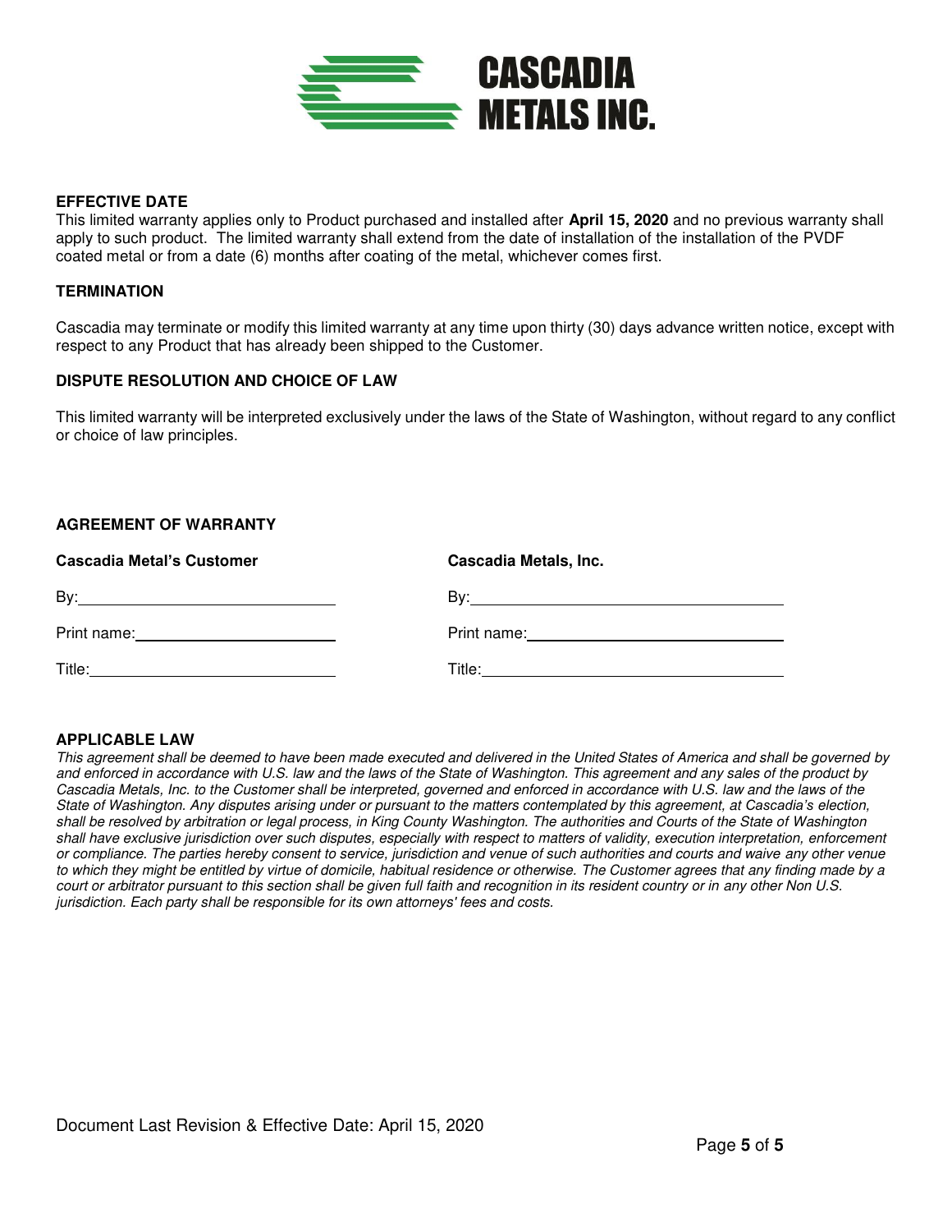**CASCADIA METALS INC.**

### EFFECTIVE DATE

This limited warranty applies only to Product purchased and installed after **April 15, 2020** and no previous warranty shall apply to such product. The limited warranty shall extend from the date of installation of the installation of the PVDF coated metal or from a date (6) months after coating of the metal, whichever comes first.

### TERMINATION

Cascadia may terminate or modify this limited warranty at any time upon thirty (30) days advance written notice, except with respect to any Product that has already been shipped to the Customer.

### DISPUTE RESOLUTION AND CHOICE OF LAW

This limited warranty will be interpreted exclusively under the laws of the State of Washington, without regard to any conflict or choice of law principles.

### AGREEMENT OF WARRANTY

| **Cascadia Metal's Customer** | **Cascadia Metals, Inc.** |
|---|---|
| By: ____________________ | By: ____________________ |
| Print name: ____________________ | Print name: ____________________ |
| Title: ____________________ | Title: ____________________ |

### APPLICABLE LAW

*This agreement shall be deemed to have been made executed and delivered in the United States of America and shall be governed by and enforced in accordance with U.S. law and the laws of the State of Washington. This agreement and any sales of the product by Cascadia Metals, Inc. to the Customer shall be interpreted, governed and enforced in accordance with U.S. law and the laws of the State of Washington. Any disputes arising under or pursuant to the matters contemplated by this agreement, at Cascadia's election, shall be resolved by arbitration or legal process, in King County Washington. The authorities and Courts of the State of Washington shall have exclusive jurisdiction over such disputes, especially with respect to matters of validity, execution interpretation, enforcement or compliance. The parties hereby consent to service, jurisdiction and venue of such authorities and courts and waive any other venue to which they might be entitled by virtue of domicile, habitual residence or otherwise. The Customer agrees that any finding made by a court or arbitrator pursuant to this section shall be given full faith and recognition in its resident country or in any other Non U.S. jurisdiction. Each party shall be responsible for its own attorneys' fees and costs.*

Document Last Revision & Effective Date: April 15, 2020